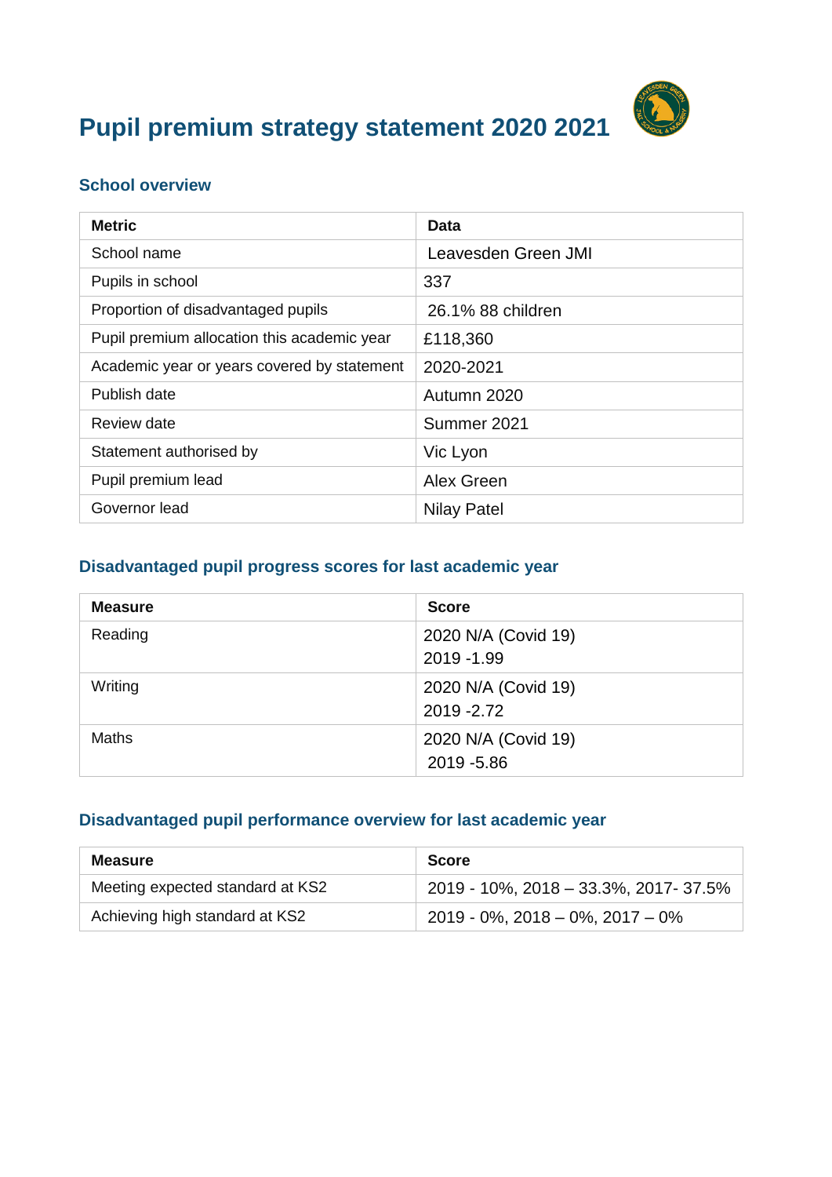# Pupil premium strategy statement 2020 2021

## School overview

| Metric | Data |
|---|---|
| School name | Leavesden Green JMI |
| Pupils in school | 337 |
| Proportion of disadvantaged pupils | 26.1% 88 children |
| Pupil premium allocation this academic year | £118,360 |
| Academic year or years covered by statement | 2020-2021 |
| Publish date | Autumn 2020 |
| Review date | Summer 2021 |
| Statement authorised by | Vic Lyon |
| Pupil premium lead | Alex Green |
| Governor lead | Nilay Patel |

## Disadvantaged pupil progress scores for last academic year

| Measure | Score |
|---|---|
| Reading | 2020 N/A (Covid 19)<br>2019 -1.99 |
| Writing | 2020 N/A (Covid 19)<br>2019 -2.72 |
| Maths | 2020 N/A (Covid 19)<br>2019 -5.86 |

## Disadvantaged pupil performance overview for last academic year

| Measure | Score |
|---|---|
| Meeting expected standard at KS2 | 2019 - 10%, 2018 – 33.3%, 2017- 37.5% |
| Achieving high standard at KS2 | 2019 - 0%, 2018 – 0%, 2017 – 0% |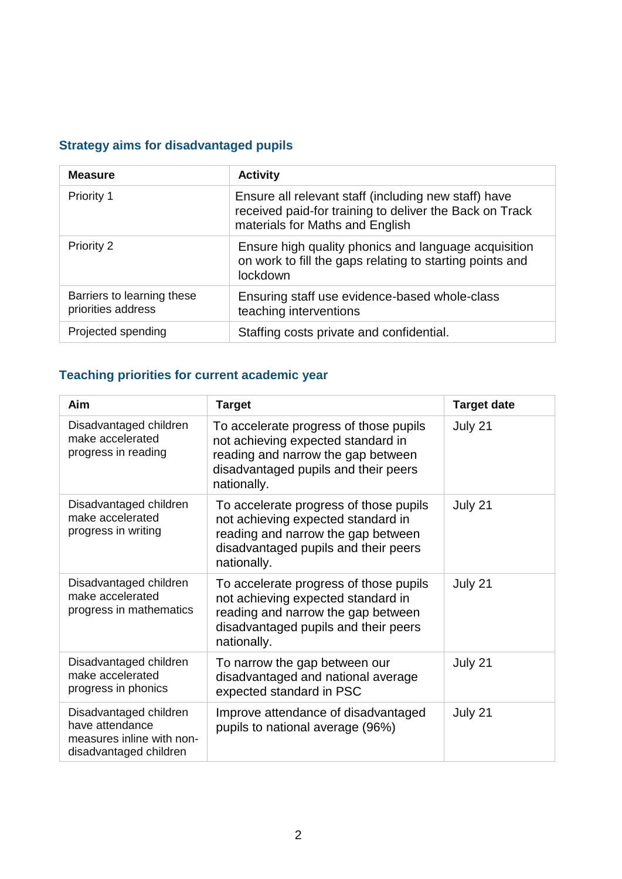### Strategy aims for disadvantaged pupils

| Measure | Activity |
| --- | --- |
| Priority 1 | Ensure all relevant staff (including new staff) have received paid-for training to deliver the Back on Track materials for Maths and English |
| Priority 2 | Ensure high quality phonics and language acquisition on work to fill the gaps relating to starting points and lockdown |
| Barriers to learning these priorities address | Ensuring staff use evidence-based whole-class teaching interventions |
| Projected spending | Staffing costs private and confidential. |

### Teaching priorities for current academic year

| Aim | Target | Target date |
| --- | --- | --- |
| Disadvantaged children make accelerated progress in reading | To accelerate progress of those pupils not achieving expected standard in reading and narrow the gap between disadvantaged pupils and their peers nationally. | July 21 |
| Disadvantaged children make accelerated progress in writing | To accelerate progress of those pupils not achieving expected standard in reading and narrow the gap between disadvantaged pupils and their peers nationally. | July 21 |
| Disadvantaged children make accelerated progress in mathematics | To accelerate progress of those pupils not achieving expected standard in reading and narrow the gap between disadvantaged pupils and their peers nationally. | July 21 |
| Disadvantaged children make accelerated progress in phonics | To narrow the gap between our disadvantaged and national average expected standard in PSC | July 21 |
| Disadvantaged children have attendance measures inline with non-disadvantaged children | Improve attendance of disadvantaged pupils to national average (96%) | July 21 |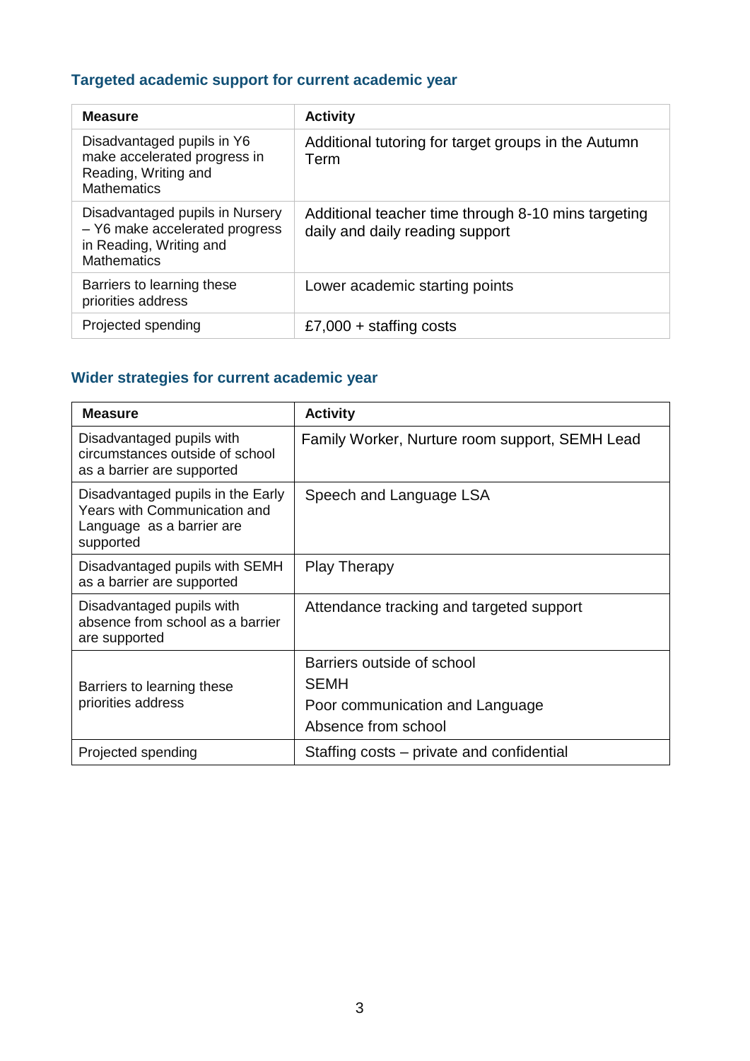### Targeted academic support for current academic year

| Measure | Activity |
|---|---|
| Disadvantaged pupils in Y6 make accelerated progress in Reading, Writing and Mathematics | Additional tutoring for target groups in the Autumn Term |
| Disadvantaged pupils in Nursery – Y6 make accelerated progress in Reading, Writing and Mathematics | Additional teacher time through 8-10 mins targeting daily and daily reading support |
| Barriers to learning these priorities address | Lower academic starting points |
| Projected spending | £7,000 + staffing costs |

### Wider strategies for current academic year

| Measure | Activity |
|---|---|
| Disadvantaged pupils with circumstances outside of school as a barrier are supported | Family Worker, Nurture room support, SEMH Lead |
| Disadvantaged pupils in the Early Years with Communication and Language as a barrier are supported | Speech and Language LSA |
| Disadvantaged pupils with SEMH as a barrier are supported | Play Therapy |
| Disadvantaged pupils with absence from school as a barrier are supported | Attendance tracking and targeted support |
| Barriers to learning these priorities address | Barriers outside of school<br>SEMH<br>Poor communication and Language<br>Absence from school |
| Projected spending | Staffing costs – private and confidential |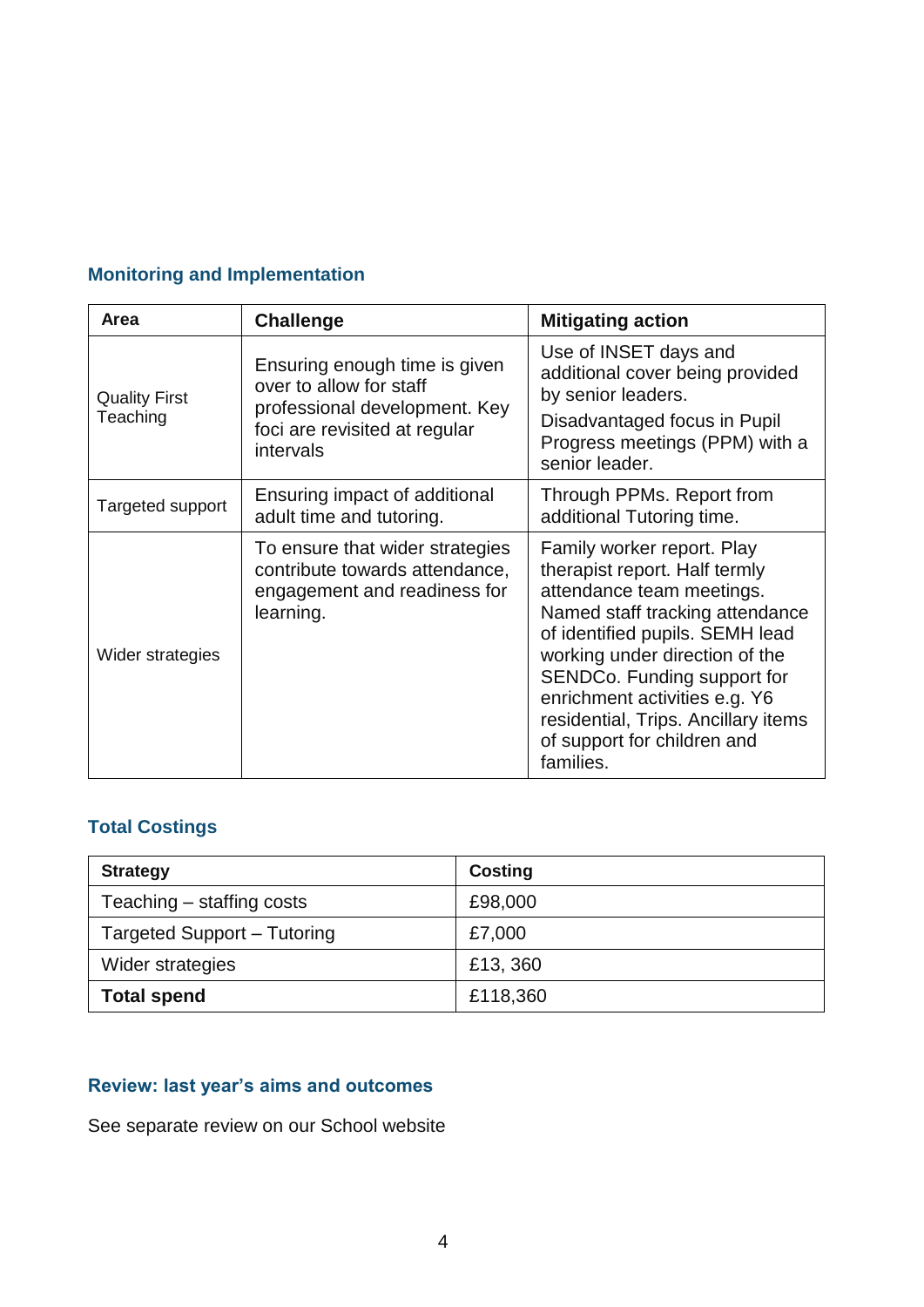## Monitoring and Implementation

| Area | Challenge | Mitigating action |
|---|---|---|
| Quality First Teaching | Ensuring enough time is given over to allow for staff professional development. Key foci are revisited at regular intervals | Use of INSET days and additional cover being provided by senior leaders.<br>Disadvantaged focus in Pupil Progress meetings (PPM) with a senior leader. |
| Targeted support | Ensuring impact of additional adult time and tutoring. | Through PPMs. Report from additional Tutoring time. |
| Wider strategies | To ensure that wider strategies contribute towards attendance, engagement and readiness for learning. | Family worker report. Play therapist report. Half termly attendance team meetings. Named staff tracking attendance of identified pupils. SEMH lead working under direction of the SENDCo. Funding support for enrichment activities e.g. Y6 residential, Trips. Ancillary items of support for children and families. |

## Total Costings

| Strategy | Costing |
|---|---|
| Teaching – staffing costs | £98,000 |
| Targeted Support – Tutoring | £7,000 |
| Wider strategies | £13, 360 |
| **Total spend** | £118,360 |

## Review: last year's aims and outcomes

See separate review on our School website